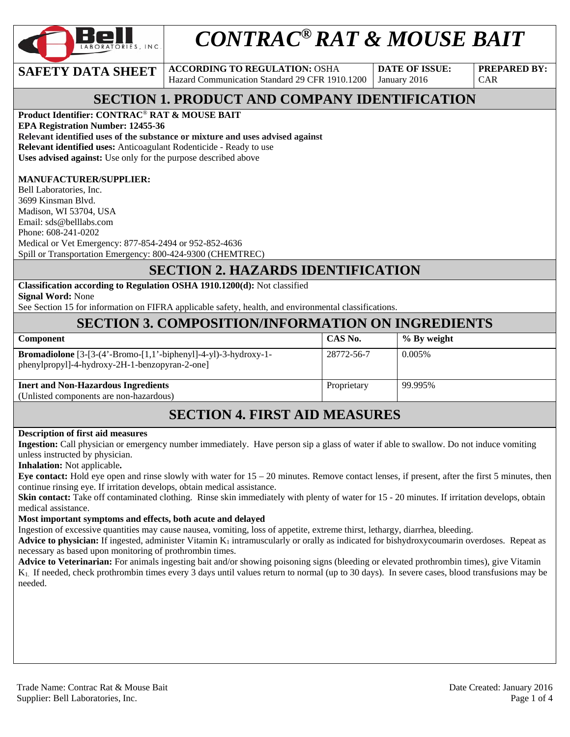# CONTRAC® RAT & MOUSE BAIT

| SAFETY DATA SHEET | ACCORDING TO REGULATION: OSHA Hazard Communication Standard 29 CFR 1910.1200 | DATE OF ISSUE: January 2016 | PREPARED BY: CAR |
|---|---|---|---|

## SECTION 1. PRODUCT AND COMPANY IDENTIFICATION

**Product Identifier: CONTRAC® RAT & MOUSE BAIT**
**EPA Registration Number: 12455-36**
**Relevant identified uses of the substance or mixture and uses advised against**
**Relevant identified uses:** Anticoagulant Rodenticide - Ready to use
**Uses advised against:** Use only for the purpose described above

**MANUFACTURER/SUPPLIER:**
Bell Laboratories, Inc.
3699 Kinsman Blvd.
Madison, WI 53704, USA
Email: sds@belllabs.com
Phone: 608-241-0202
Medical or Vet Emergency: 877-854-2494 or 952-852-4636
Spill or Transportation Emergency: 800-424-9300 (CHEMTREC)

## SECTION 2. HAZARDS IDENTIFICATION

**Classification according to Regulation OSHA 1910.1200(d):** Not classified
**Signal Word:** None
See Section 15 for information on FIFRA applicable safety, health, and environmental classifications.

## SECTION 3. COMPOSITION/INFORMATION ON INGREDIENTS

| Component | CAS No. | % By weight |
|---|---|---|
| **Bromadiolone** [3-[3-(4'-Bromo-[1,1'-biphenyl]-4-yl)-3-hydroxy-1-phenylpropyl]-4-hydroxy-2H-1-benzopyran-2-one] | 28772-56-7 | 0.005% |
| **Inert and Non-Hazardous Ingredients** (Unlisted components are non-hazardous) | Proprietary | 99.995% |

## SECTION 4. FIRST AID MEASURES

**Description of first aid measures**
**Ingestion:** Call physician or emergency number immediately. Have person sip a glass of water if able to swallow. Do not induce vomiting unless instructed by physician.
**Inhalation:** Not applicable**.**
**Eye contact:** Hold eye open and rinse slowly with water for 15 – 20 minutes. Remove contact lenses, if present, after the first 5 minutes, then continue rinsing eye. If irritation develops, obtain medical assistance.
**Skin contact:** Take off contaminated clothing. Rinse skin immediately with plenty of water for 15 - 20 minutes. If irritation develops, obtain medical assistance.
**Most important symptoms and effects, both acute and delayed**
Ingestion of excessive quantities may cause nausea, vomiting, loss of appetite, extreme thirst, lethargy, diarrhea, bleeding.
**Advice to physician:** If ingested, administer Vitamin $K_1$ intramuscularly or orally as indicated for bishydroxycoumarin overdoses. Repeat as necessary as based upon monitoring of prothrombin times.
**Advice to Veterinarian:** For animals ingesting bait and/or showing poisoning signs (bleeding or elevated prothrombin times), give Vitamin $K_1$. If needed, check prothrombin times every 3 days until values return to normal (up to 30 days). In severe cases, blood transfusions may be needed.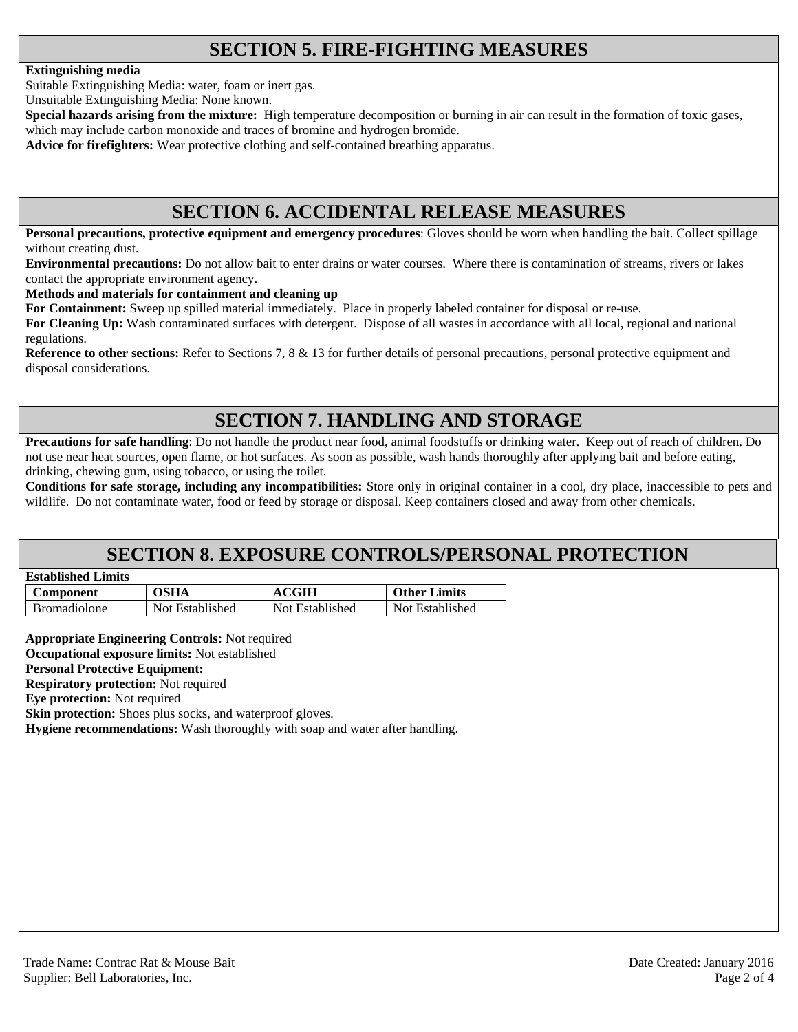## SECTION 5. FIRE-FIGHTING MEASURES

**Extinguishing media**

Suitable Extinguishing Media: water, foam or inert gas.

Unsuitable Extinguishing Media: None known.

**Special hazards arising from the mixture:** High temperature decomposition or burning in air can result in the formation of toxic gases, which may include carbon monoxide and traces of bromine and hydrogen bromide.

**Advice for firefighters:** Wear protective clothing and self-contained breathing apparatus.

## SECTION 6. ACCIDENTAL RELEASE MEASURES

**Personal precautions, protective equipment and emergency procedures**: Gloves should be worn when handling the bait. Collect spillage without creating dust.

**Environmental precautions:** Do not allow bait to enter drains or water courses. Where there is contamination of streams, rivers or lakes contact the appropriate environment agency.

**Methods and materials for containment and cleaning up**

**For Containment:** Sweep up spilled material immediately. Place in properly labeled container for disposal or re-use.

**For Cleaning Up:** Wash contaminated surfaces with detergent. Dispose of all wastes in accordance with all local, regional and national regulations.

**Reference to other sections:** Refer to Sections 7, 8 & 13 for further details of personal precautions, personal protective equipment and disposal considerations.

## SECTION 7. HANDLING AND STORAGE

**Precautions for safe handling**: Do not handle the product near food, animal foodstuffs or drinking water. Keep out of reach of children. Do not use near heat sources, open flame, or hot surfaces. As soon as possible, wash hands thoroughly after applying bait and before eating, drinking, chewing gum, using tobacco, or using the toilet.

**Conditions for safe storage, including any incompatibilities:** Store only in original container in a cool, dry place, inaccessible to pets and wildlife. Do not contaminate water, food or feed by storage or disposal. Keep containers closed and away from other chemicals.

## SECTION 8. EXPOSURE CONTROLS/PERSONAL PROTECTION

**Established Limits**

| Component | OSHA | ACGIH | Other Limits |
|---|---|---|---|
| Bromadiolone | Not Established | Not Established | Not Established |

**Appropriate Engineering Controls:** Not required

**Occupational exposure limits:** Not established

**Personal Protective Equipment:**

**Respiratory protection:** Not required

**Eye protection:** Not required

**Skin protection:** Shoes plus socks, and waterproof gloves.

**Hygiene recommendations:** Wash thoroughly with soap and water after handling.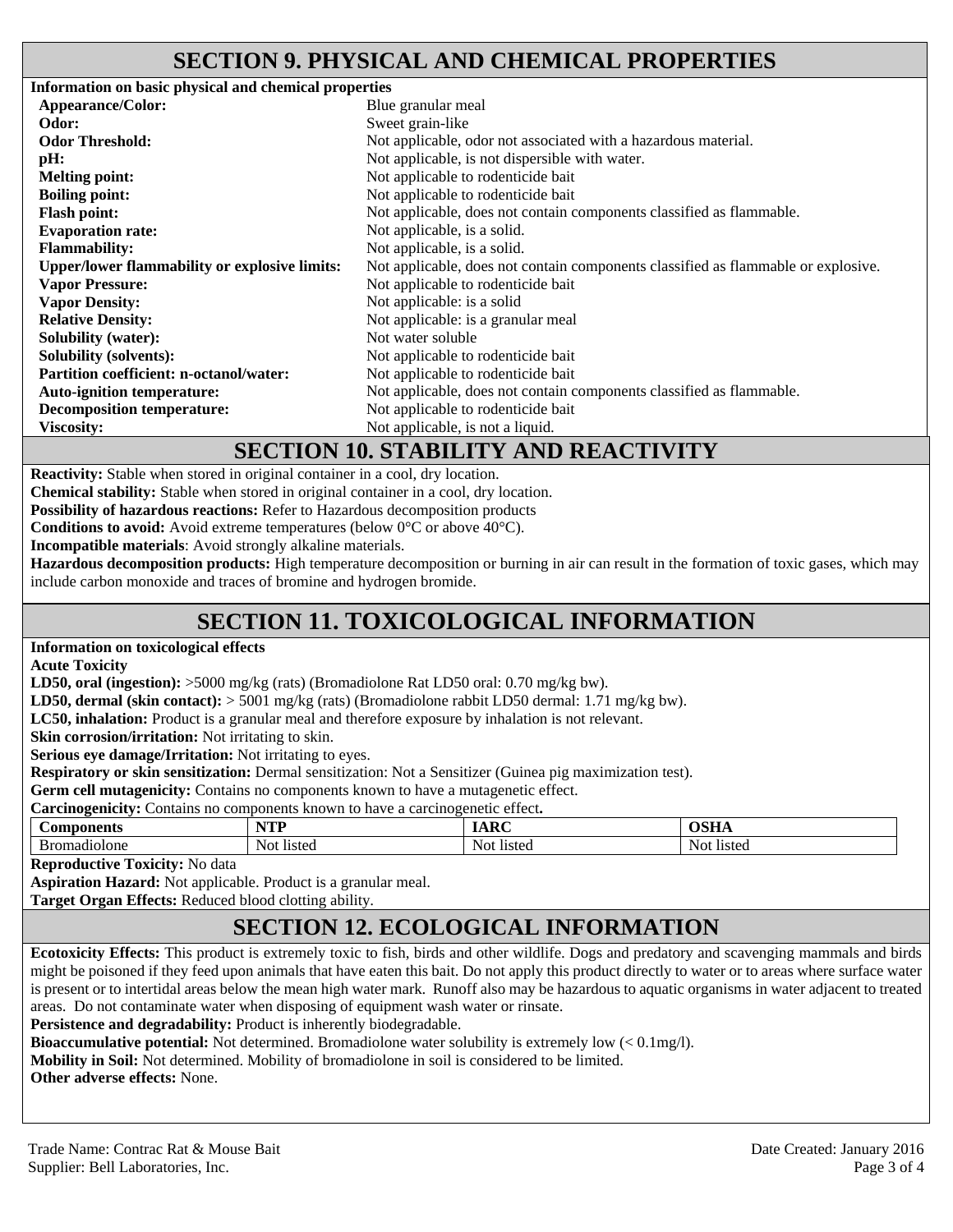## SECTION 9. PHYSICAL AND CHEMICAL PROPERTIES

**Information on basic physical and chemical properties**

| | |
|---|---|
| **Appearance/Color:** | Blue granular meal |
| **Odor:** | Sweet grain-like |
| **Odor Threshold:** | Not applicable, odor not associated with a hazardous material. |
| **pH:** | Not applicable, is not dispersible with water. |
| **Melting point:** | Not applicable to rodenticide bait |
| **Boiling point:** | Not applicable to rodenticide bait |
| **Flash point:** | Not applicable, does not contain components classified as flammable. |
| **Evaporation rate:** | Not applicable, is a solid. |
| **Flammability:** | Not applicable, is a solid. |
| **Upper/lower flammability or explosive limits:** | Not applicable, does not contain components classified as flammable or explosive. |
| **Vapor Pressure:** | Not applicable to rodenticide bait |
| **Vapor Density:** | Not applicable: is a solid |
| **Relative Density:** | Not applicable: is a granular meal |
| **Solubility (water):** | Not water soluble |
| **Solubility (solvents):** | Not applicable to rodenticide bait |
| **Partition coefficient: n-octanol/water:** | Not applicable to rodenticide bait |
| **Auto-ignition temperature:** | Not applicable, does not contain components classified as flammable. |
| **Decomposition temperature:** | Not applicable to rodenticide bait |
| **Viscosity:** | Not applicable, is not a liquid. |

## SECTION 10. STABILITY AND REACTIVITY

**Reactivity:** Stable when stored in original container in a cool, dry location.

**Chemical stability:** Stable when stored in original container in a cool, dry location.

**Possibility of hazardous reactions:** Refer to Hazardous decomposition products

**Conditions to avoid:** Avoid extreme temperatures (below 0°C or above 40°C).

**Incompatible materials**: Avoid strongly alkaline materials.

**Hazardous decomposition products:** High temperature decomposition or burning in air can result in the formation of toxic gases, which may include carbon monoxide and traces of bromine and hydrogen bromide.

## SECTION 11. TOXICOLOGICAL INFORMATION

**Information on toxicological effects**

**Acute Toxicity**

**LD50, oral (ingestion):** >5000 mg/kg (rats) (Bromadiolone Rat LD50 oral: 0.70 mg/kg bw).

**LD50, dermal (skin contact):** > 5001 mg/kg (rats) (Bromadiolone rabbit LD50 dermal: 1.71 mg/kg bw).

**LC50, inhalation:** Product is a granular meal and therefore exposure by inhalation is not relevant.

**Skin corrosion/irritation:** Not irritating to skin.

**Serious eye damage/Irritation:** Not irritating to eyes.

**Respiratory or skin sensitization:** Dermal sensitization: Not a Sensitizer (Guinea pig maximization test).

**Germ cell mutagenicity:** Contains no components known to have a mutagenetic effect.

**Carcinogenicity:** Contains no components known to have a carcinogenetic effect**.**

| Components | NTP | IARC | OSHA |
|---|---|---|---|
| Bromadiolone | Not listed | Not listed | Not listed |

**Reproductive Toxicity:** No data

**Aspiration Hazard:** Not applicable. Product is a granular meal.

**Target Organ Effects:** Reduced blood clotting ability.

## SECTION 12. ECOLOGICAL INFORMATION

**Ecotoxicity Effects:** This product is extremely toxic to fish, birds and other wildlife. Dogs and predatory and scavenging mammals and birds might be poisoned if they feed upon animals that have eaten this bait. Do not apply this product directly to water or to areas where surface water is present or to intertidal areas below the mean high water mark. Runoff also may be hazardous to aquatic organisms in water adjacent to treated areas. Do not contaminate water when disposing of equipment wash water or rinsate.

**Persistence and degradability:** Product is inherently biodegradable.

**Bioaccumulative potential:** Not determined. Bromadiolone water solubility is extremely low (< 0.1mg/l).

**Mobility in Soil:** Not determined. Mobility of bromadiolone in soil is considered to be limited.

**Other adverse effects:** None.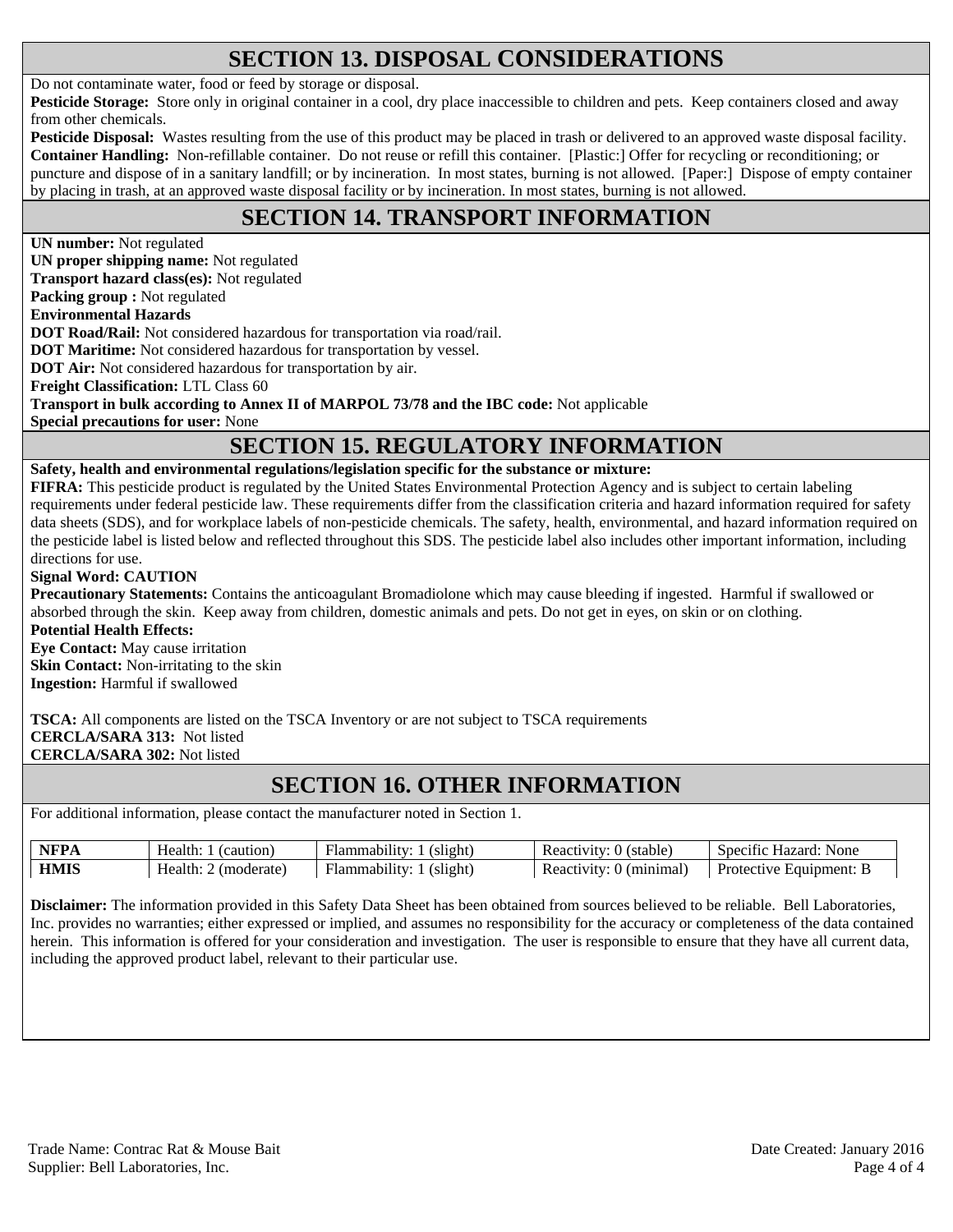## SECTION 13. DISPOSAL CONSIDERATIONS

Do not contaminate water, food or feed by storage or disposal.

**Pesticide Storage:** Store only in original container in a cool, dry place inaccessible to children and pets. Keep containers closed and away from other chemicals.

**Pesticide Disposal:** Wastes resulting from the use of this product may be placed in trash or delivered to an approved waste disposal facility.

**Container Handling:** Non-refillable container. Do not reuse or refill this container. [Plastic:] Offer for recycling or reconditioning; or puncture and dispose of in a sanitary landfill; or by incineration. In most states, burning is not allowed. [Paper:] Dispose of empty container by placing in trash, at an approved waste disposal facility or by incineration. In most states, burning is not allowed.

## SECTION 14. TRANSPORT INFORMATION

**UN number:** Not regulated
**UN proper shipping name:** Not regulated
**Transport hazard class(es):** Not regulated
**Packing group :** Not regulated
**Environmental Hazards**
**DOT Road/Rail:** Not considered hazardous for transportation via road/rail.
**DOT Maritime:** Not considered hazardous for transportation by vessel.
**DOT Air:** Not considered hazardous for transportation by air.
**Freight Classification:** LTL Class 60
**Transport in bulk according to Annex II of MARPOL 73/78 and the IBC code:** Not applicable
**Special precautions for user:** None

## SECTION 15. REGULATORY INFORMATION

**Safety, health and environmental regulations/legislation specific for the substance or mixture:**

**FIFRA:** This pesticide product is regulated by the United States Environmental Protection Agency and is subject to certain labeling requirements under federal pesticide law. These requirements differ from the classification criteria and hazard information required for safety data sheets (SDS), and for workplace labels of non-pesticide chemicals. The safety, health, environmental, and hazard information required on the pesticide label is listed below and reflected throughout this SDS. The pesticide label also includes other important information, including directions for use.

**Signal Word: CAUTION**

**Precautionary Statements:** Contains the anticoagulant Bromadiolone which may cause bleeding if ingested. Harmful if swallowed or absorbed through the skin. Keep away from children, domestic animals and pets. Do not get in eyes, on skin or on clothing.

**Potential Health Effects:**
**Eye Contact:** May cause irritation
**Skin Contact:** Non-irritating to the skin
**Ingestion:** Harmful if swallowed

**TSCA:** All components are listed on the TSCA Inventory or are not subject to TSCA requirements
**CERCLA/SARA 313:** Not listed
**CERCLA/SARA 302:** Not listed

## SECTION 16. OTHER INFORMATION

For additional information, please contact the manufacturer noted in Section 1.

| | | | | |
|---|---|---|---|---|
| **NFPA** | Health: 1 (caution) | Flammability: 1 (slight) | Reactivity: 0 (stable) | Specific Hazard: None |
| **HMIS** | Health: 2 (moderate) | Flammability: 1 (slight) | Reactivity: 0 (minimal) | Protective Equipment: B |

**Disclaimer:** The information provided in this Safety Data Sheet has been obtained from sources believed to be reliable. Bell Laboratories, Inc. provides no warranties; either expressed or implied, and assumes no responsibility for the accuracy or completeness of the data contained herein. This information is offered for your consideration and investigation. The user is responsible to ensure that they have all current data, including the approved product label, relevant to their particular use.